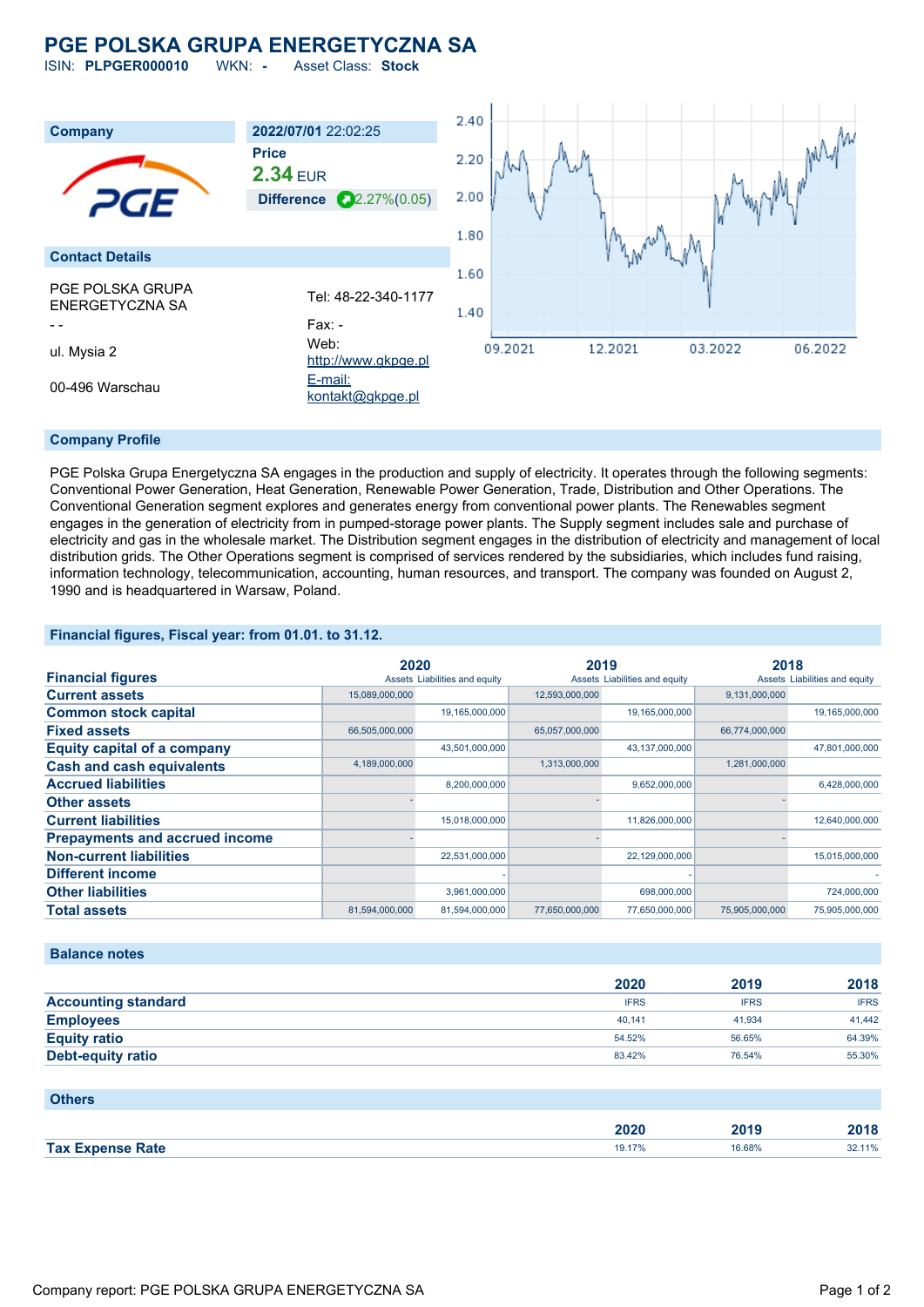# PGE POLSKA GRUPA ENERGETYCZNA SA

ISIN: **PLPGER000010** WKN: **-** Asset Class: **Stock**

| Company | 2022/07/01 22:02:25 |
|---|---|
| | **Price** |
| | **2.34** EUR |
| | **Difference** 2.27%(0.05) |

**Contact Details**

PGE POLSKA GRUPA ENERGETYCZNA SA

- -

ul. Mysia 2

00-496 Warschau

Tel: 48-22-340-1177

Fax: -

Web: http://www.gkpge.pl

E-mail: kontakt@gkpge.pl

## Company Profile

PGE Polska Grupa Energetyczna SA engages in the production and supply of electricity. It operates through the following segments: Conventional Power Generation, Heat Generation, Renewable Power Generation, Trade, Distribution and Other Operations. The Conventional Generation segment explores and generates energy from conventional power plants. The Renewables segment engages in the generation of electricity from in pumped-storage power plants. The Supply segment includes sale and purchase of electricity and gas in the wholesale market. The Distribution segment engages in the distribution of electricity and management of local distribution grids. The Other Operations segment is comprised of services rendered by the subsidiaries, which includes fund raising, information technology, telecommunication, accounting, human resources, and transport. The company was founded on August 2, 1990 and is headquartered in Warsaw, Poland.

## Financial figures, Fiscal year: from 01.01. to 31.12.

| Financial figures | 2020 Assets | 2020 Liabilities and equity | 2019 Assets | 2019 Liabilities and equity | 2018 Assets | 2018 Liabilities and equity |
|---|---|---|---|---|---|---|
| **Current assets** | 15,089,000,000 | | 12,593,000,000 | | 9,131,000,000 | |
| **Common stock capital** | | 19,165,000,000 | | 19,165,000,000 | | 19,165,000,000 |
| **Fixed assets** | 66,505,000,000 | | 65,057,000,000 | | 66,774,000,000 | |
| **Equity capital of a company** | | 43,501,000,000 | | 43,137,000,000 | | 47,801,000,000 |
| **Cash and cash equivalents** | 4,189,000,000 | | 1,313,000,000 | | 1,281,000,000 | |
| **Accrued liabilities** | | 8,200,000,000 | | 9,652,000,000 | | 6,428,000,000 |
| **Other assets** | - | | - | | - | |
| **Current liabilities** | | 15,018,000,000 | | 11,826,000,000 | | 12,640,000,000 |
| **Prepayments and accrued income** | - | | - | | - | |
| **Non-current liabilities** | | 22,531,000,000 | | 22,129,000,000 | | 15,015,000,000 |
| **Different income** | | - | | - | | - |
| **Other liabilities** | | 3,961,000,000 | | 698,000,000 | | 724,000,000 |
| **Total assets** | 81,594,000,000 | 81,594,000,000 | 77,650,000,000 | 77,650,000,000 | 75,905,000,000 | 75,905,000,000 |

## Balance notes

| | 2020 | 2019 | 2018 |
|---|---|---|---|
| **Accounting standard** | IFRS | IFRS | IFRS |
| **Employees** | 40,141 | 41,934 | 41,442 |
| **Equity ratio** | 54.52% | 56.65% | 64.39% |
| **Debt-equity ratio** | 83.42% | 76.54% | 55.30% |

## Others

| | 2020 | 2019 | 2018 |
|---|---|---|---|
| **Tax Expense Rate** | 19.17% | 16.68% | 32.11% |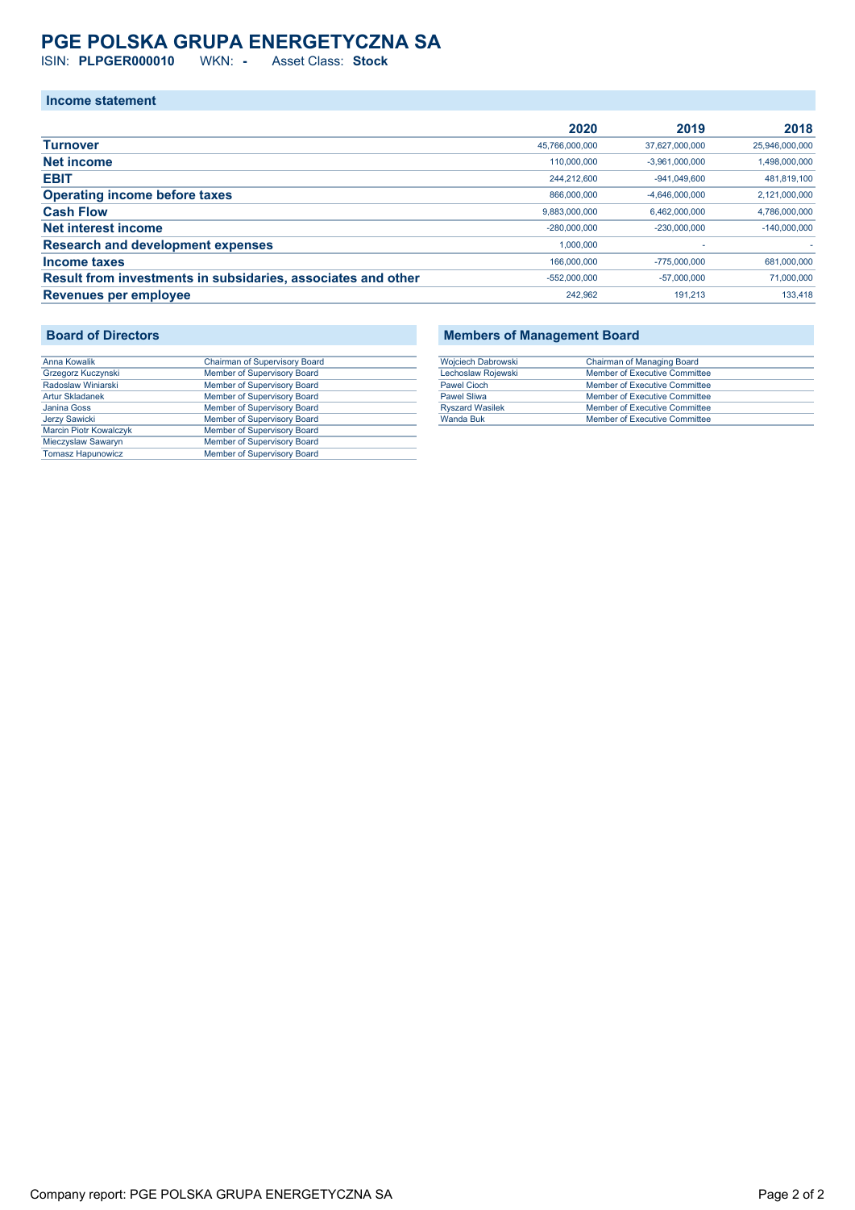# PGE POLSKA GRUPA ENERGETYCZNA SA

ISIN: **PLPGER000010** WKN: **-** Asset Class: **Stock**

## Income statement

| | 2020 | 2019 | 2018 |
|---|---|---|---|
| **Turnover** | 45,766,000,000 | 37,627,000,000 | 25,946,000,000 |
| **Net income** | 110,000,000 | -3,961,000,000 | 1,498,000,000 |
| **EBIT** | 244,212,600 | -941,049,600 | 481,819,100 |
| **Operating income before taxes** | 866,000,000 | -4,646,000,000 | 2,121,000,000 |
| **Cash Flow** | 9,883,000,000 | 6,462,000,000 | 4,786,000,000 |
| **Net interest income** | -280,000,000 | -230,000,000 | -140,000,000 |
| **Research and development expenses** | 1,000,000 | - | - |
| **Income taxes** | 166,000,000 | -775,000,000 | 681,000,000 |
| **Result from investments in subsidaries, associates and other** | -552,000,000 | -57,000,000 | 71,000,000 |
| **Revenues per employee** | 242,962 | 191,213 | 133,418 |

## Board of Directors

| | |
|---|---|
| Anna Kowalik | Chairman of Supervisory Board |
| Grzegorz Kuczynski | Member of Supervisory Board |
| Radoslaw Winiarski | Member of Supervisory Board |
| Artur Skladanek | Member of Supervisory Board |
| Janina Goss | Member of Supervisory Board |
| Jerzy Sawicki | Member of Supervisory Board |
| Marcin Piotr Kowalczyk | Member of Supervisory Board |
| Mieczyslaw Sawaryn | Member of Supervisory Board |
| Tomasz Hapunowicz | Member of Supervisory Board |

## Members of Management Board

| | |
|---|---|
| Wojciech Dabrowski | Chairman of Managing Board |
| Lechoslaw Rojewski | Member of Executive Committee |
| Pawel Cioch | Member of Executive Committee |
| Pawel Sliwa | Member of Executive Committee |
| Ryszard Wasilek | Member of Executive Committee |
| Wanda Buk | Member of Executive Committee |